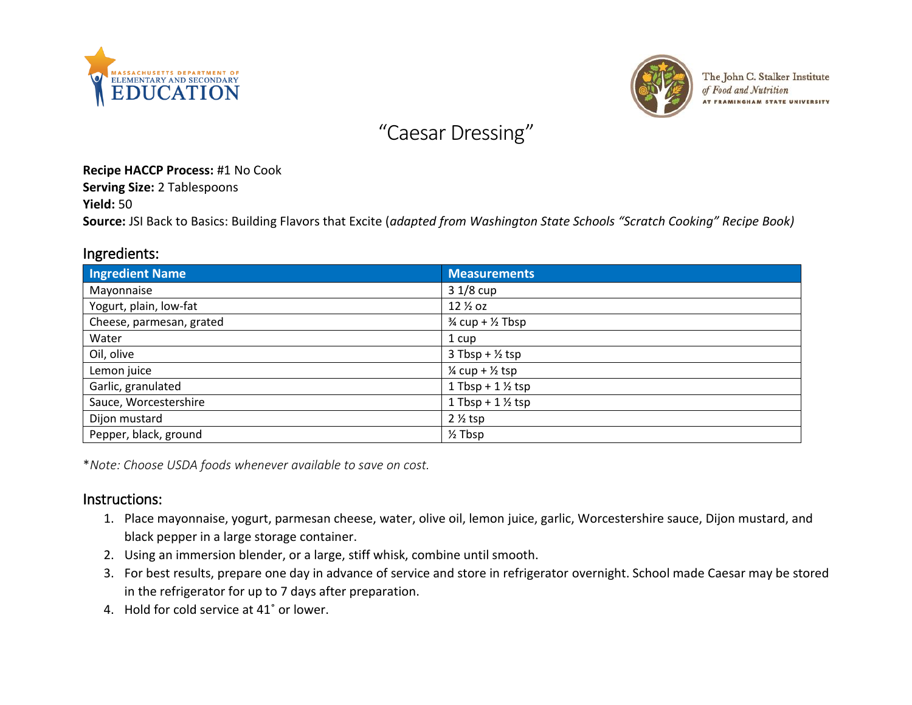# "Caesar Dressing"

**Recipe HACCP Process:** #1 No Cook
**Serving Size:** 2 Tablespoons
**Yield:** 50
**Source:** JSI Back to Basics: Building Flavors that Excite (*adapted from Washington State Schools "Scratch Cooking" Recipe Book)*

## Ingredients:

| Ingredient Name | Measurements |
|---|---|
| Mayonnaise | 3 1/8 cup |
| Yogurt, plain, low-fat | 12 ½ oz |
| Cheese, parmesan, grated | ¾ cup + ½ Tbsp |
| Water | 1 cup |
| Oil, olive | 3 Tbsp + ½ tsp |
| Lemon juice | ¼ cup + ½ tsp |
| Garlic, granulated | 1 Tbsp + 1 ½ tsp |
| Sauce, Worcestershire | 1 Tbsp + 1 ½ tsp |
| Dijon mustard | 2 ½ tsp |
| Pepper, black, ground | ½ Tbsp |

*\*Note: Choose USDA foods whenever available to save on cost.*

## Instructions:

1. Place mayonnaise, yogurt, parmesan cheese, water, olive oil, lemon juice, garlic, Worcestershire sauce, Dijon mustard, and black pepper in a large storage container.
2. Using an immersion blender, or a large, stiff whisk, combine until smooth.
3. For best results, prepare one day in advance of service and store in refrigerator overnight. School made Caesar may be stored in the refrigerator for up to 7 days after preparation.
4. Hold for cold service at 41˚ or lower.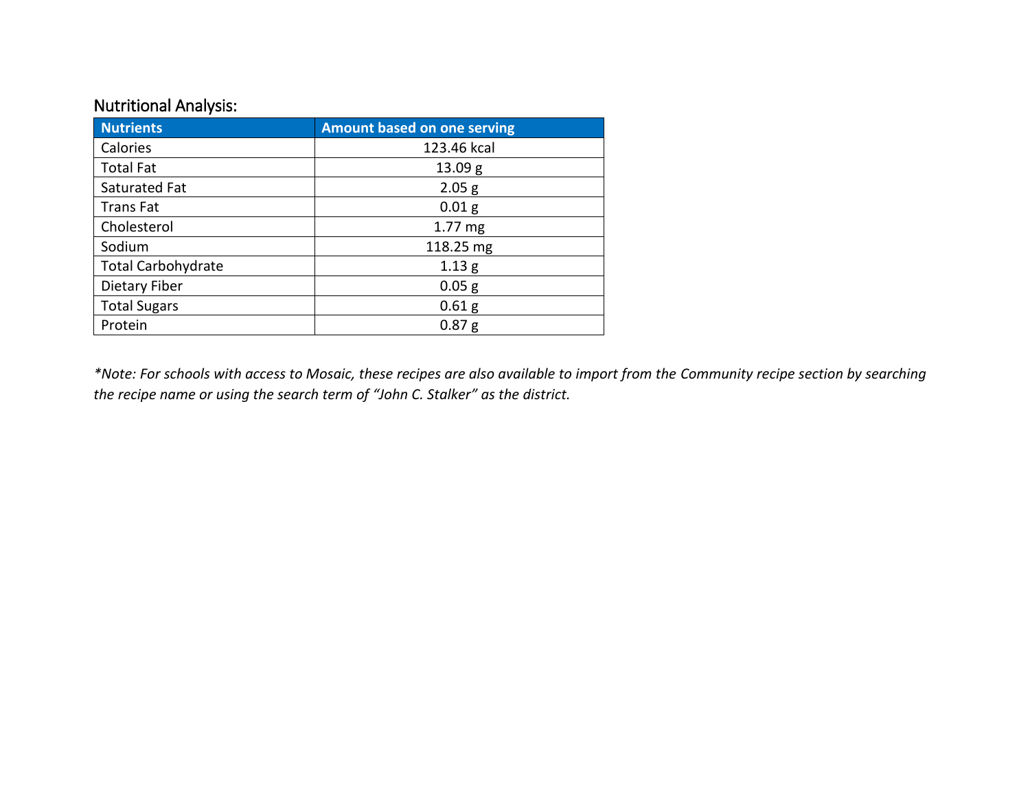Nutritional Analysis:

| Nutrients | Amount based on one serving |
|---|---|
| Calories | 123.46 kcal |
| Total Fat | 13.09 g |
| Saturated Fat | 2.05 g |
| Trans Fat | 0.01 g |
| Cholesterol | 1.77 mg |
| Sodium | 118.25 mg |
| Total Carbohydrate | 1.13 g |
| Dietary Fiber | 0.05 g |
| Total Sugars | 0.61 g |
| Protein | 0.87 g |

*\*Note: For schools with access to Mosaic, these recipes are also available to import from the Community recipe section by searching the recipe name or using the search term of "John C. Stalker" as the district.*